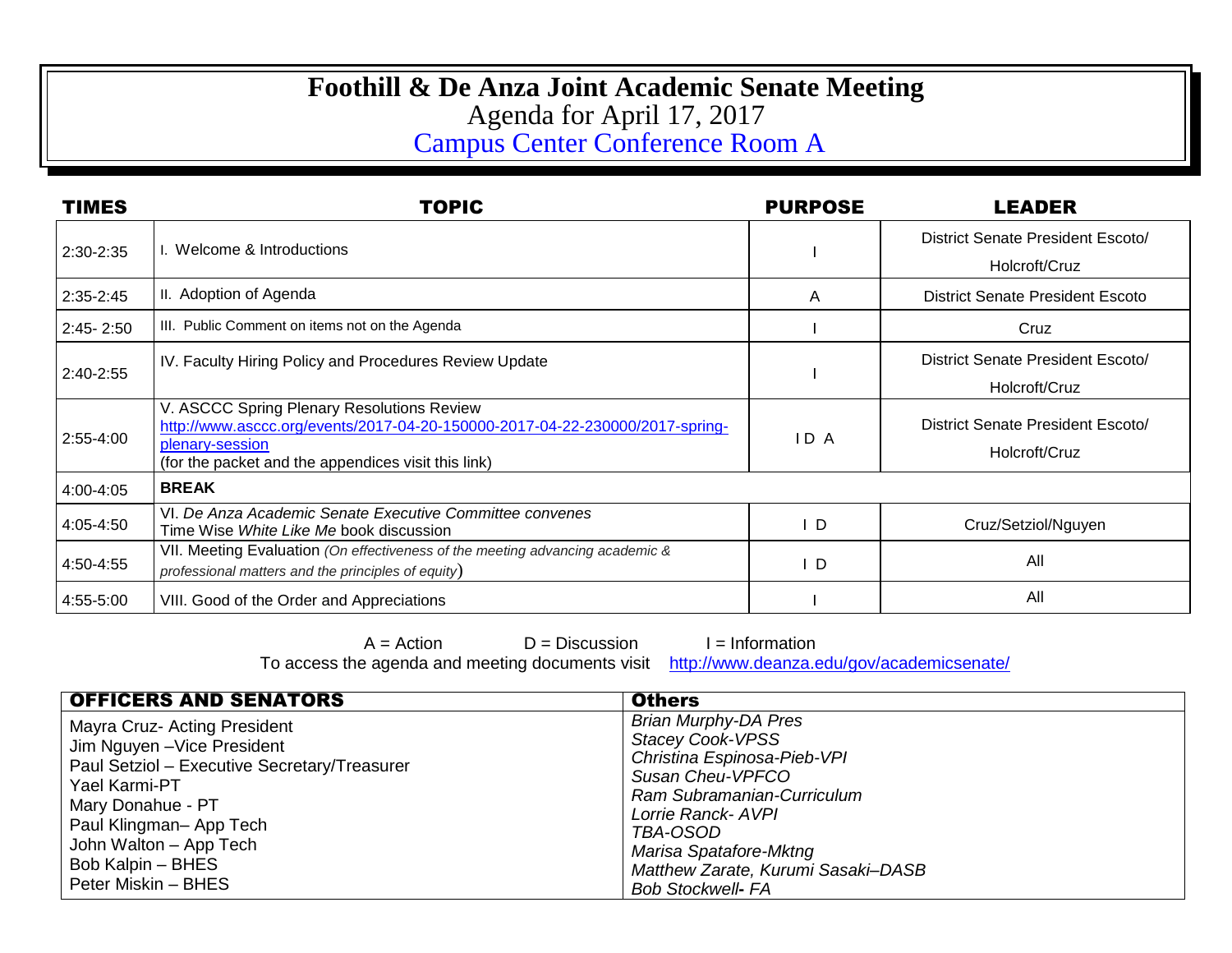# Foothill & De Anza Joint Academic Senate Meeting

Agenda for April 17, 2017

Campus Center Conference Room A

| TIMES | TOPIC | PURPOSE | LEADER |
|---|---|---|---|
| 2:30-2:35 | I. Welcome & Introductions | I | District Senate President Escoto/ Holcroft/Cruz |
| 2:35-2:45 | II. Adoption of Agenda | A | District Senate President Escoto |
| 2:45- 2:50 | III. Public Comment on items not on the Agenda | I | Cruz |
| 2:40-2:55 | IV. Faculty Hiring Policy and Procedures Review Update | I | District Senate President Escoto/ Holcroft/Cruz |
| 2:55-4:00 | V. ASCCC Spring Plenary Resolutions Review http://www.asccc.org/events/2017-04-20-150000-2017-04-22-230000/2017-spring-plenary-session (for the packet and the appendices visit this link) | I D A | District Senate President Escoto/ Holcroft/Cruz |
| 4:00-4:05 | **BREAK** | | |
| 4:05-4:50 | VI. *De Anza Academic Senate Executive Committee convenes* Time Wise *White Like Me* book discussion | I D | Cruz/Setziol/Nguyen |
| 4:50-4:55 | VII. Meeting Evaluation *(On effectiveness of the meeting advancing academic & professional matters and the principles of equity)* | I D | All |
| 4:55-5:00 | VIII. Good of the Order and Appreciations | I | All |

A = Action D = Discussion I = Information

To access the agenda and meeting documents visit http://www.deanza.edu/gov/academicsenate/

| OFFICERS AND SENATORS | Others |
|---|---|
| Mayra Cruz- Acting President<br>Jim Nguyen –Vice President<br>Paul Setziol – Executive Secretary/Treasurer<br>Yael Karmi-PT<br>Mary Donahue - PT<br>Paul Klingman– App Tech<br>John Walton – App Tech<br>Bob Kalpin – BHES<br>Peter Miskin – BHES | *Brian Murphy-DA Pres*<br>*Stacey Cook-VPSS*<br>*Christina Espinosa-Pieb-VPI*<br>*Susan Cheu-VPFCO*<br>*Ram Subramanian-Curriculum*<br>*Lorrie Ranck- AVPI*<br>*TBA-OSOD*<br>*Marisa Spatafore-Mktng*<br>*Matthew Zarate, Kurumi Sasaki–DASB*<br>*Bob Stockwell- FA* |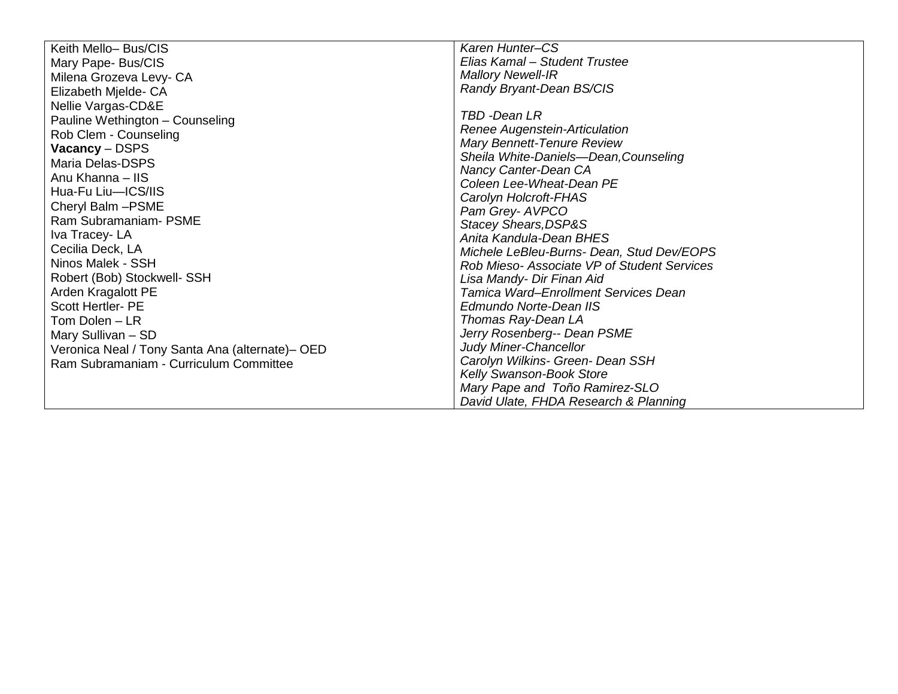| | |
|---|---|
| Keith Mello– Bus/CIS<br>Mary Pape- Bus/CIS<br>Milena Grozeva Levy- CA<br>Elizabeth Mjelde- CA<br>Nellie Vargas-CD&E<br>Pauline Wethington – Counseling<br>Rob Clem - Counseling<br>**Vacancy** – DSPS<br>Maria Delas-DSPS<br>Anu Khanna – IIS<br>Hua-Fu Liu—ICS/IIS<br>Cheryl Balm –PSME<br>Ram Subramaniam- PSME<br>Iva Tracey- LA<br>Cecilia Deck, LA<br>Ninos Malek - SSH<br>Robert (Bob) Stockwell- SSH<br>Arden Kragalott PE<br>Scott Hertler- PE<br>Tom Dolen – LR<br>Mary Sullivan – SD<br>Veronica Neal / Tony Santa Ana (alternate)– OED<br>Ram Subramaniam - Curriculum Committee | *Karen Hunter–CS*<br>*Elias Kamal – Student Trustee*<br>*Mallory Newell-IR*<br>*Randy Bryant-Dean BS/CIS*<br><br>*TBD -Dean LR*<br>*Renee Augenstein-Articulation*<br>*Mary Bennett-Tenure Review*<br>*Sheila White-Daniels—Dean,Counseling*<br>*Nancy Canter-Dean CA*<br>*Coleen Lee-Wheat-Dean PE*<br>*Carolyn Holcroft-FHAS*<br>*Pam Grey- AVPCO*<br>*Stacey Shears,DSP&S*<br>*Anita Kandula-Dean BHES*<br>*Michele LeBleu-Burns- Dean, Stud Dev/EOPS*<br>*Rob Mieso- Associate VP of Student Services*<br>*Lisa Mandy- Dir Finan Aid*<br>*Tamica Ward–Enrollment Services Dean*<br>*Edmundo Norte-Dean IIS*<br>*Thomas Ray-Dean LA*<br>*Jerry Rosenberg-- Dean PSME*<br>*Judy Miner-Chancellor*<br>*Carolyn Wilkins- Green- Dean SSH*<br>*Kelly Swanson-Book Store*<br>*Mary Pape and Toño Ramirez-SLO*<br>*David Ulate, FHDA Research & Planning* |